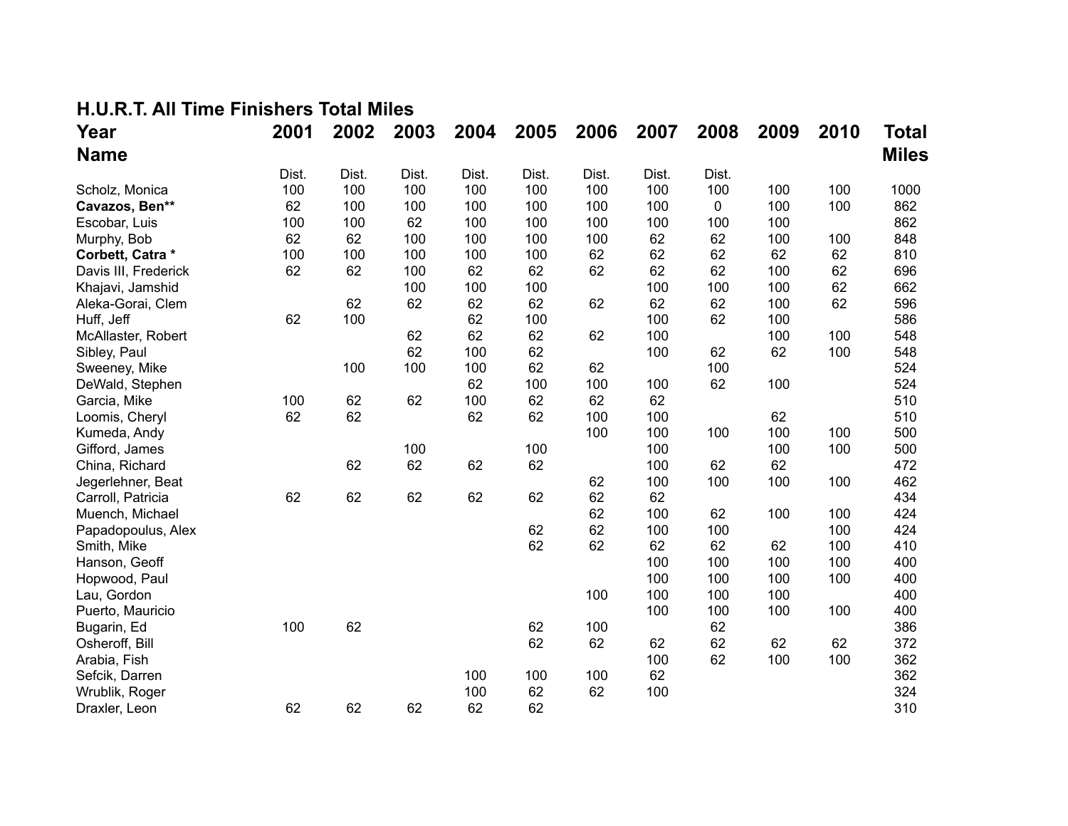## H.U.R.T. All Time Finishers Total Miles

| Year<br>Name | 2001 | 2002 | 2003 | 2004 | 2005 | 2006 | 2007 | 2008 | 2009 | 2010 | Total Miles |
|---|---|---|---|---|---|---|---|---|---|---|---|
| | Dist. | Dist. | Dist. | Dist. | Dist. | Dist. | Dist. | Dist. | | | |
| Scholz, Monica | 100 | 100 | 100 | 100 | 100 | 100 | 100 | 100 | 100 | 100 | 1000 |
| **Cavazos, Ben**** | 62 | 100 | 100 | 100 | 100 | 100 | 100 | 0 | 100 | 100 | 862 |
| Escobar, Luis | 100 | 100 | 62 | 100 | 100 | 100 | 100 | 100 | 100 | | 862 |
| Murphy, Bob | 62 | 62 | 100 | 100 | 100 | 100 | 62 | 62 | 100 | 100 | 848 |
| **Corbett, Catra *** | 100 | 100 | 100 | 100 | 100 | 62 | 62 | 62 | 62 | 62 | 810 |
| Davis III, Frederick | 62 | 62 | 100 | 62 | 62 | 62 | 62 | 62 | 100 | 62 | 696 |
| Khajavi, Jamshid | | | 100 | 100 | 100 | | 100 | 100 | 100 | 62 | 662 |
| Aleka-Gorai, Clem | | 62 | 62 | 62 | 62 | 62 | 62 | 62 | 100 | 62 | 596 |
| Huff, Jeff | 62 | 100 | | 62 | 100 | | 100 | 62 | 100 | | 586 |
| McAllaster, Robert | | | 62 | 62 | 62 | 62 | 100 | | 100 | 100 | 548 |
| Sibley, Paul | | | 62 | 100 | 62 | | 100 | 62 | 62 | 100 | 548 |
| Sweeney, Mike | | 100 | 100 | 100 | 62 | 62 | | 100 | | | 524 |
| DeWald, Stephen | | | | 62 | 100 | 100 | 100 | 62 | 100 | | 524 |
| Garcia, Mike | 100 | 62 | 62 | 100 | 62 | 62 | 62 | | | | 510 |
| Loomis, Cheryl | 62 | 62 | | 62 | 62 | 100 | 100 | | 62 | | 510 |
| Kumeda, Andy | | | | | | 100 | 100 | 100 | 100 | 100 | 500 |
| Gifford, James | | | 100 | | 100 | | 100 | | 100 | 100 | 500 |
| China, Richard | | 62 | 62 | 62 | 62 | | 100 | 62 | 62 | | 472 |
| Jegerlehner, Beat | | | | | | 62 | 100 | 100 | 100 | 100 | 462 |
| Carroll, Patricia | 62 | 62 | 62 | 62 | 62 | 62 | 62 | | | | 434 |
| Muench, Michael | | | | | | 62 | 100 | 62 | 100 | 100 | 424 |
| Papadopoulus, Alex | | | | | 62 | 62 | 100 | 100 | | 100 | 424 |
| Smith, Mike | | | | | 62 | 62 | 62 | 62 | 62 | 100 | 410 |
| Hanson, Geoff | | | | | | | 100 | 100 | 100 | 100 | 400 |
| Hopwood, Paul | | | | | | | 100 | 100 | 100 | 100 | 400 |
| Lau, Gordon | | | | | | 100 | 100 | 100 | 100 | | 400 |
| Puerto, Mauricio | | | | | | | 100 | 100 | 100 | 100 | 400 |
| Bugarin, Ed | 100 | 62 | | | 62 | 100 | | 62 | | | 386 |
| Osheroff, Bill | | | | | 62 | 62 | 62 | 62 | 62 | 62 | 372 |
| Arabia, Fish | | | | | | | 100 | 62 | 100 | 100 | 362 |
| Sefcik, Darren | | | | 100 | 100 | 100 | 62 | | | | 362 |
| Wrublik, Roger | | | | 100 | 62 | 62 | 100 | | | | 324 |
| Draxler, Leon | 62 | 62 | 62 | 62 | 62 | | | | | | 310 |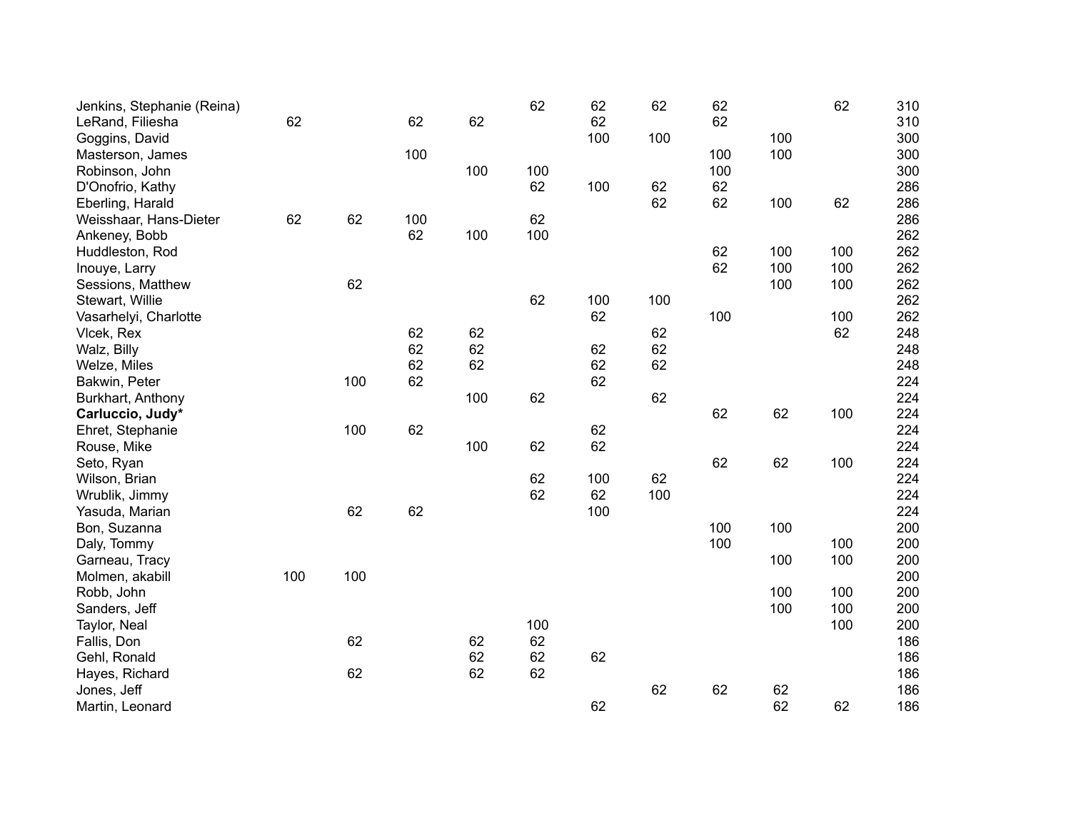| | | | | | | | | | | | |
|---|---|---|---|---|---|---|---|---|---|---|---|
| Jenkins, Stephanie (Reina) | | | | | 62 | 62 | 62 | 62 | | 62 | 310 |
| LeRand, Filiesha | 62 | | 62 | 62 | | 62 | | 62 | | | 310 |
| Goggins, David | | | | | | 100 | 100 | | 100 | | 300 |
| Masterson, James | | | 100 | | | | | 100 | 100 | | 300 |
| Robinson, John | | | | 100 | 100 | | | 100 | | | 300 |
| D'Onofrio, Kathy | | | | | 62 | 100 | 62 | 62 | | | 286 |
| Eberling, Harald | | | | | | | 62 | 62 | 100 | 62 | 286 |
| Weisshaar, Hans-Dieter | 62 | 62 | 100 | | 62 | | | | | | 286 |
| Ankeney, Bobb | | | 62 | 100 | 100 | | | | | | 262 |
| Huddleston, Rod | | | | | | | | 62 | 100 | 100 | 262 |
| Inouye, Larry | | | | | | | | 62 | 100 | 100 | 262 |
| Sessions, Matthew | | 62 | | | | | | | 100 | 100 | 262 |
| Stewart, Willie | | | | | 62 | 100 | 100 | | | | 262 |
| Vasarhelyi, Charlotte | | | | | | 62 | | 100 | | 100 | 262 |
| Vlcek, Rex | | | 62 | 62 | | | 62 | | | 62 | 248 |
| Walz, Billy | | | 62 | 62 | | 62 | 62 | | | | 248 |
| Welze, Miles | | | 62 | 62 | | 62 | 62 | | | | 248 |
| Bakwin, Peter | | 100 | 62 | | | 62 | | | | | 224 |
| Burkhart, Anthony | | | | 100 | 62 | | 62 | | | | 224 |
| **Carluccio, Judy*** | | | | | | | | 62 | 62 | 100 | 224 |
| Ehret, Stephanie | | 100 | 62 | | | 62 | | | | | 224 |
| Rouse, Mike | | | | 100 | 62 | 62 | | | | | 224 |
| Seto, Ryan | | | | | | | | 62 | 62 | 100 | 224 |
| Wilson, Brian | | | | | 62 | 100 | 62 | | | | 224 |
| Wrublik, Jimmy | | | | | 62 | 62 | 100 | | | | 224 |
| Yasuda, Marian | | 62 | 62 | | | 100 | | | | | 224 |
| Bon, Suzanna | | | | | | | | 100 | 100 | | 200 |
| Daly, Tommy | | | | | | | | 100 | | 100 | 200 |
| Garneau, Tracy | | | | | | | | | 100 | 100 | 200 |
| Molmen, akabill | 100 | 100 | | | | | | | | | 200 |
| Robb, John | | | | | | | | | 100 | 100 | 200 |
| Sanders, Jeff | | | | | | | | | 100 | 100 | 200 |
| Taylor, Neal | | | | | 100 | | | | | 100 | 200 |
| Fallis, Don | | 62 | | 62 | 62 | | | | | | 186 |
| Gehl, Ronald | | | | 62 | 62 | 62 | | | | | 186 |
| Hayes, Richard | | 62 | | 62 | 62 | | | | | | 186 |
| Jones, Jeff | | | | | | | 62 | 62 | 62 | | 186 |
| Martin, Leonard | | | | | | 62 | | | 62 | 62 | 186 |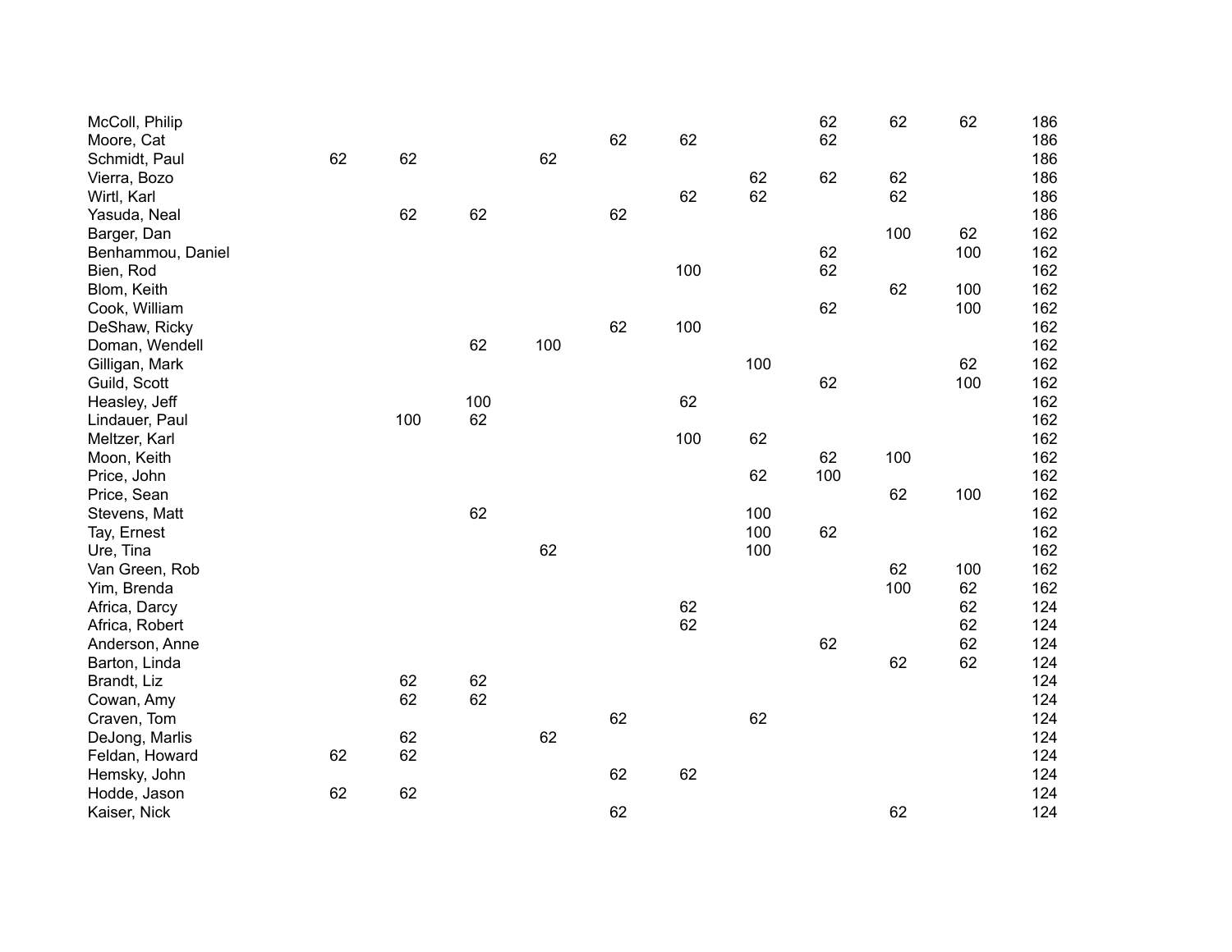| | | | | | | | | | | | |
|---|---|---|---|---|---|---|---|---|---|---|---|
| McColl, Philip | | | | | | | | 62 | 62 | 62 | 186 |
| Moore, Cat | | | | | 62 | 62 | | 62 | | | 186 |
| Schmidt, Paul | 62 | 62 | | 62 | | | | | | | 186 |
| Vierra, Bozo | | | | | | | 62 | 62 | 62 | | 186 |
| Wirtl, Karl | | | | | | 62 | 62 | | 62 | | 186 |
| Yasuda, Neal | | 62 | 62 | | 62 | | | | | | 186 |
| Barger, Dan | | | | | | | | | 100 | 62 | 162 |
| Benhammou, Daniel | | | | | | | | 62 | | 100 | 162 |
| Bien, Rod | | | | | | 100 | | 62 | | | 162 |
| Blom, Keith | | | | | | | | | 62 | 100 | 162 |
| Cook, William | | | | | | | | 62 | | 100 | 162 |
| DeShaw, Ricky | | | | | 62 | 100 | | | | | 162 |
| Doman, Wendell | | | 62 | 100 | | | | | | | 162 |
| Gilligan, Mark | | | | | | | 100 | | | 62 | 162 |
| Guild, Scott | | | | | | | | 62 | | 100 | 162 |
| Heasley, Jeff | | | 100 | | | 62 | | | | | 162 |
| Lindauer, Paul | | 100 | 62 | | | | | | | | 162 |
| Meltzer, Karl | | | | | | 100 | 62 | | | | 162 |
| Moon, Keith | | | | | | | | 62 | 100 | | 162 |
| Price, John | | | | | | | 62 | 100 | | | 162 |
| Price, Sean | | | | | | | | | 62 | 100 | 162 |
| Stevens, Matt | | | 62 | | | | 100 | | | | 162 |
| Tay, Ernest | | | | | | | 100 | 62 | | | 162 |
| Ure, Tina | | | | 62 | | | 100 | | | | 162 |
| Van Green, Rob | | | | | | | | | 62 | 100 | 162 |
| Yim, Brenda | | | | | | | | | 100 | 62 | 162 |
| Africa, Darcy | | | | | | 62 | | | | 62 | 124 |
| Africa, Robert | | | | | | 62 | | | | 62 | 124 |
| Anderson, Anne | | | | | | | | 62 | | 62 | 124 |
| Barton, Linda | | | | | | | | | 62 | 62 | 124 |
| Brandt, Liz | | 62 | 62 | | | | | | | | 124 |
| Cowan, Amy | | 62 | 62 | | | | | | | | 124 |
| Craven, Tom | | | | | 62 | | 62 | | | | 124 |
| DeJong, Marlis | | 62 | | 62 | | | | | | | 124 |
| Feldan, Howard | 62 | 62 | | | | | | | | | 124 |
| Hemsky, John | | | | | 62 | 62 | | | | | 124 |
| Hodde, Jason | 62 | 62 | | | | | | | | | 124 |
| Kaiser, Nick | | | | | 62 | | | | 62 | | 124 |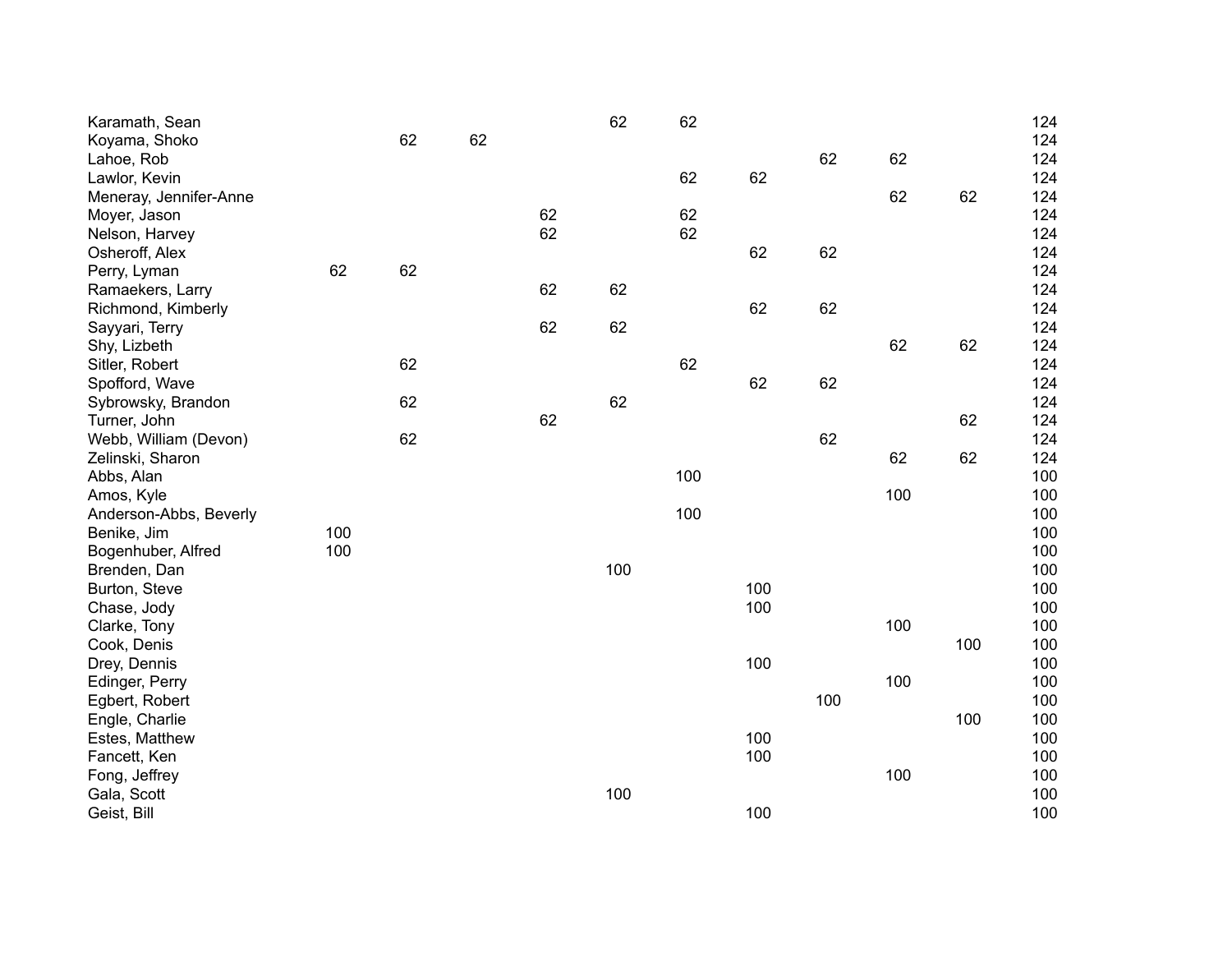| | | | | | | | | | | | |
|---|---|---|---|---|---|---|---|---|---|---|---|
| Karamath, Sean | | | | | 62 | 62 | | | | | 124 |
| Koyama, Shoko | | 62 | 62 | | | | | | | | 124 |
| Lahoe, Rob | | | | | | | | 62 | 62 | | 124 |
| Lawlor, Kevin | | | | | | 62 | 62 | | | | 124 |
| Meneray, Jennifer-Anne | | | | | | | | | 62 | 62 | 124 |
| Moyer, Jason | | | | 62 | | 62 | | | | | 124 |
| Nelson, Harvey | | | | 62 | | 62 | | | | | 124 |
| Osheroff, Alex | | | | | | | 62 | 62 | | | 124 |
| Perry, Lyman | 62 | 62 | | | | | | | | | 124 |
| Ramaekers, Larry | | | | 62 | 62 | | | | | | 124 |
| Richmond, Kimberly | | | | | | | 62 | 62 | | | 124 |
| Sayyari, Terry | | | | 62 | 62 | | | | | | 124 |
| Shy, Lizbeth | | | | | | | | | 62 | 62 | 124 |
| Sitler, Robert | | 62 | | | | 62 | | | | | 124 |
| Spofford, Wave | | | | | | | 62 | 62 | | | 124 |
| Sybrowsky, Brandon | | 62 | | | 62 | | | | | | 124 |
| Turner, John | | | | 62 | | | | | | 62 | 124 |
| Webb, William (Devon) | | 62 | | | | | | 62 | | | 124 |
| Zelinski, Sharon | | | | | | | | | 62 | 62 | 124 |
| Abbs, Alan | | | | | | 100 | | | | | 100 |
| Amos, Kyle | | | | | | | | | 100 | | 100 |
| Anderson-Abbs, Beverly | | | | | | 100 | | | | | 100 |
| Benike, Jim | 100 | | | | | | | | | | 100 |
| Bogenhuber, Alfred | 100 | | | | | | | | | | 100 |
| Brenden, Dan | | | | | 100 | | | | | | 100 |
| Burton, Steve | | | | | | | 100 | | | | 100 |
| Chase, Jody | | | | | | | 100 | | | | 100 |
| Clarke, Tony | | | | | | | | | 100 | | 100 |
| Cook, Denis | | | | | | | | | | 100 | 100 |
| Drey, Dennis | | | | | | | 100 | | | | 100 |
| Edinger, Perry | | | | | | | | | 100 | | 100 |
| Egbert, Robert | | | | | | | | 100 | | | 100 |
| Engle, Charlie | | | | | | | | | | 100 | 100 |
| Estes, Matthew | | | | | | | 100 | | | | 100 |
| Fancett, Ken | | | | | | | 100 | | | | 100 |
| Fong, Jeffrey | | | | | | | | | 100 | | 100 |
| Gala, Scott | | | | | 100 | | | | | | 100 |
| Geist, Bill | | | | | | | 100 | | | | 100 |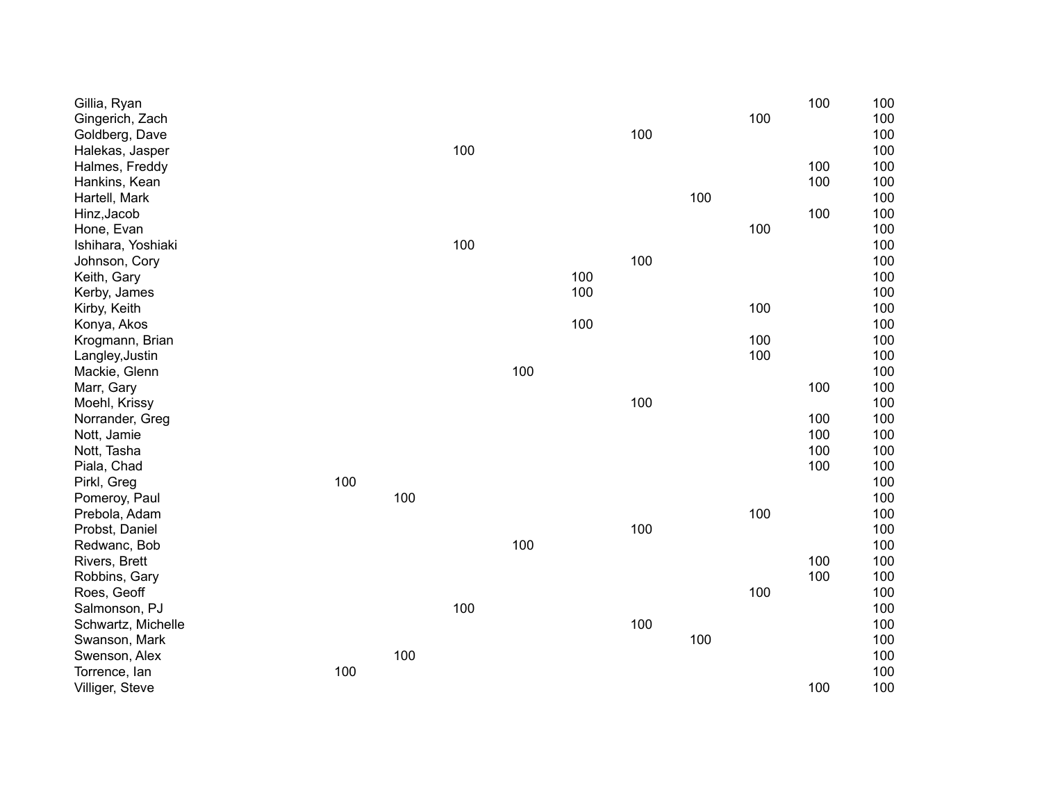| | | | | | | | | | | |
|---|---|---|---|---|---|---|---|---|---|---|
| Gillia, Ryan | | | | | | | | | 100 | 100 |
| Gingerich, Zach | | | | | | | | 100 | | 100 |
| Goldberg, Dave | | | | | | 100 | | | | 100 |
| Halekas, Jasper | | | 100 | | | | | | | 100 |
| Halmes, Freddy | | | | | | | | | 100 | 100 |
| Hankins, Kean | | | | | | | | | 100 | 100 |
| Hartell, Mark | | | | | | | 100 | | | 100 |
| Hinz,Jacob | | | | | | | | | 100 | 100 |
| Hone, Evan | | | | | | | | 100 | | 100 |
| Ishihara, Yoshiaki | | | 100 | | | | | | | 100 |
| Johnson, Cory | | | | | | 100 | | | | 100 |
| Keith, Gary | | | | | 100 | | | | | 100 |
| Kerby, James | | | | | 100 | | | | | 100 |
| Kirby, Keith | | | | | | | | 100 | | 100 |
| Konya, Akos | | | | | 100 | | | | | 100 |
| Krogmann, Brian | | | | | | | | 100 | | 100 |
| Langley,Justin | | | | | | | | 100 | | 100 |
| Mackie, Glenn | | | | 100 | | | | | | 100 |
| Marr, Gary | | | | | | | | | 100 | 100 |
| Moehl, Krissy | | | | | | 100 | | | | 100 |
| Norrander, Greg | | | | | | | | | 100 | 100 |
| Nott, Jamie | | | | | | | | | 100 | 100 |
| Nott, Tasha | | | | | | | | | 100 | 100 |
| Piala, Chad | | | | | | | | | 100 | 100 |
| Pirkl, Greg | 100 | | | | | | | | | 100 |
| Pomeroy, Paul | | 100 | | | | | | | | 100 |
| Prebola, Adam | | | | | | | | 100 | | 100 |
| Probst, Daniel | | | | | | 100 | | | | 100 |
| Redwanc, Bob | | | | 100 | | | | | | 100 |
| Rivers, Brett | | | | | | | | | 100 | 100 |
| Robbins, Gary | | | | | | | | | 100 | 100 |
| Roes, Geoff | | | | | | | | 100 | | 100 |
| Salmonson, PJ | | | 100 | | | | | | | 100 |
| Schwartz, Michelle | | | | | | 100 | | | | 100 |
| Swanson, Mark | | | | | | | 100 | | | 100 |
| Swenson, Alex | | 100 | | | | | | | | 100 |
| Torrence, Ian | 100 | | | | | | | | | 100 |
| Villiger, Steve | | | | | | | | | 100 | 100 |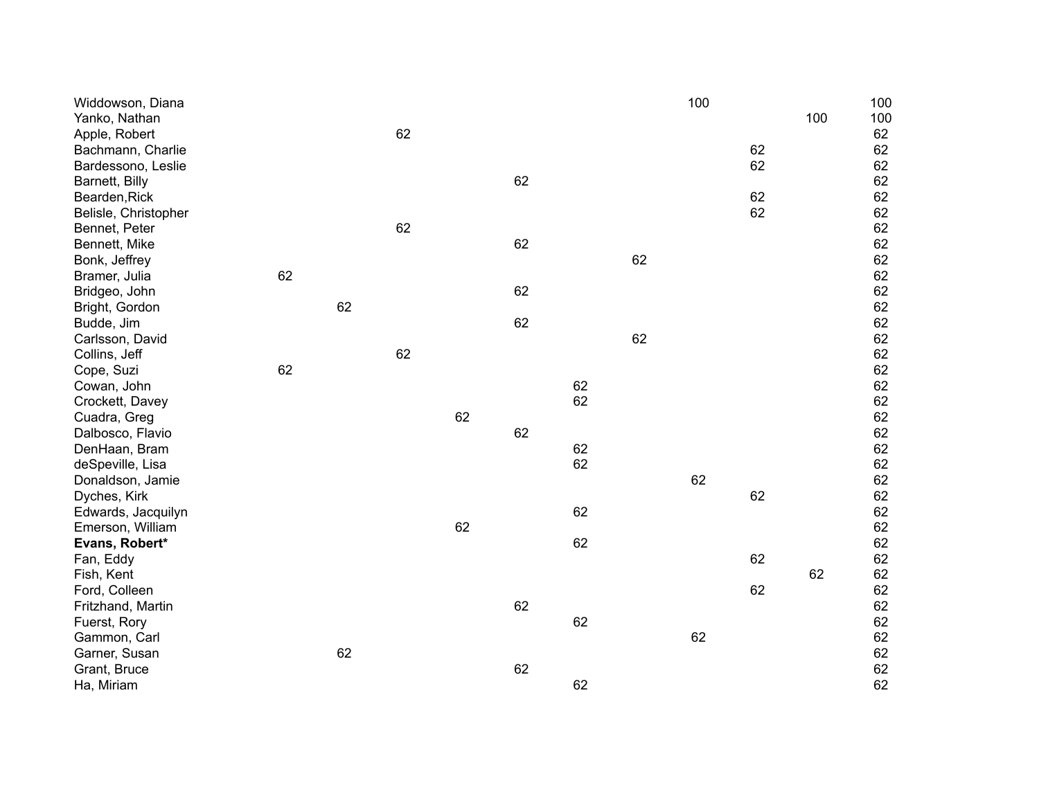| | | | | | | | | | | | |
|---|---|---|---|---|---|---|---|---|---|---|---|
| Widdowson, Diana | | | | | | | | 100 | | | 100 |
| Yanko, Nathan | | | | | | | | | | 100 | 100 |
| Apple, Robert | | | 62 | | | | | | | | 62 |
| Bachmann, Charlie | | | | | | | | | 62 | | 62 |
| Bardessono, Leslie | | | | | | | | | 62 | | 62 |
| Barnett, Billy | | | | | 62 | | | | | | 62 |
| Bearden,Rick | | | | | | | | | 62 | | 62 |
| Belisle, Christopher | | | | | | | | | 62 | | 62 |
| Bennet, Peter | | | 62 | | | | | | | | 62 |
| Bennett, Mike | | | | | 62 | | | | | | 62 |
| Bonk, Jeffrey | | | | | | | 62 | | | | 62 |
| Bramer, Julia | 62 | | | | | | | | | | 62 |
| Bridgeo, John | | | | | 62 | | | | | | 62 |
| Bright, Gordon | | 62 | | | | | | | | | 62 |
| Budde, Jim | | | | | 62 | | | | | | 62 |
| Carlsson, David | | | | | | | 62 | | | | 62 |
| Collins, Jeff | | | 62 | | | | | | | | 62 |
| Cope, Suzi | 62 | | | | | | | | | | 62 |
| Cowan, John | | | | | | 62 | | | | | 62 |
| Crockett, Davey | | | | | | 62 | | | | | 62 |
| Cuadra, Greg | | | | 62 | | | | | | | 62 |
| Dalbosco, Flavio | | | | | 62 | | | | | | 62 |
| DenHaan, Bram | | | | | | 62 | | | | | 62 |
| deSpeville, Lisa | | | | | | 62 | | | | | 62 |
| Donaldson, Jamie | | | | | | | | 62 | | | 62 |
| Dyches, Kirk | | | | | | | | | 62 | | 62 |
| Edwards, Jacquilyn | | | | | | 62 | | | | | 62 |
| Emerson, William | | | | 62 | | | | | | | 62 |
| **Evans, Robert*** | | | | | | 62 | | | | | 62 |
| Fan, Eddy | | | | | | | | | 62 | | 62 |
| Fish, Kent | | | | | | | | | | 62 | 62 |
| Ford, Colleen | | | | | | | | | 62 | | 62 |
| Fritzhand, Martin | | | | | 62 | | | | | | 62 |
| Fuerst, Rory | | | | | | 62 | | | | | 62 |
| Gammon, Carl | | | | | | | | 62 | | | 62 |
| Garner, Susan | | 62 | | | | | | | | | 62 |
| Grant, Bruce | | | | | 62 | | | | | | 62 |
| Ha, Miriam | | | | | | 62 | | | | | 62 |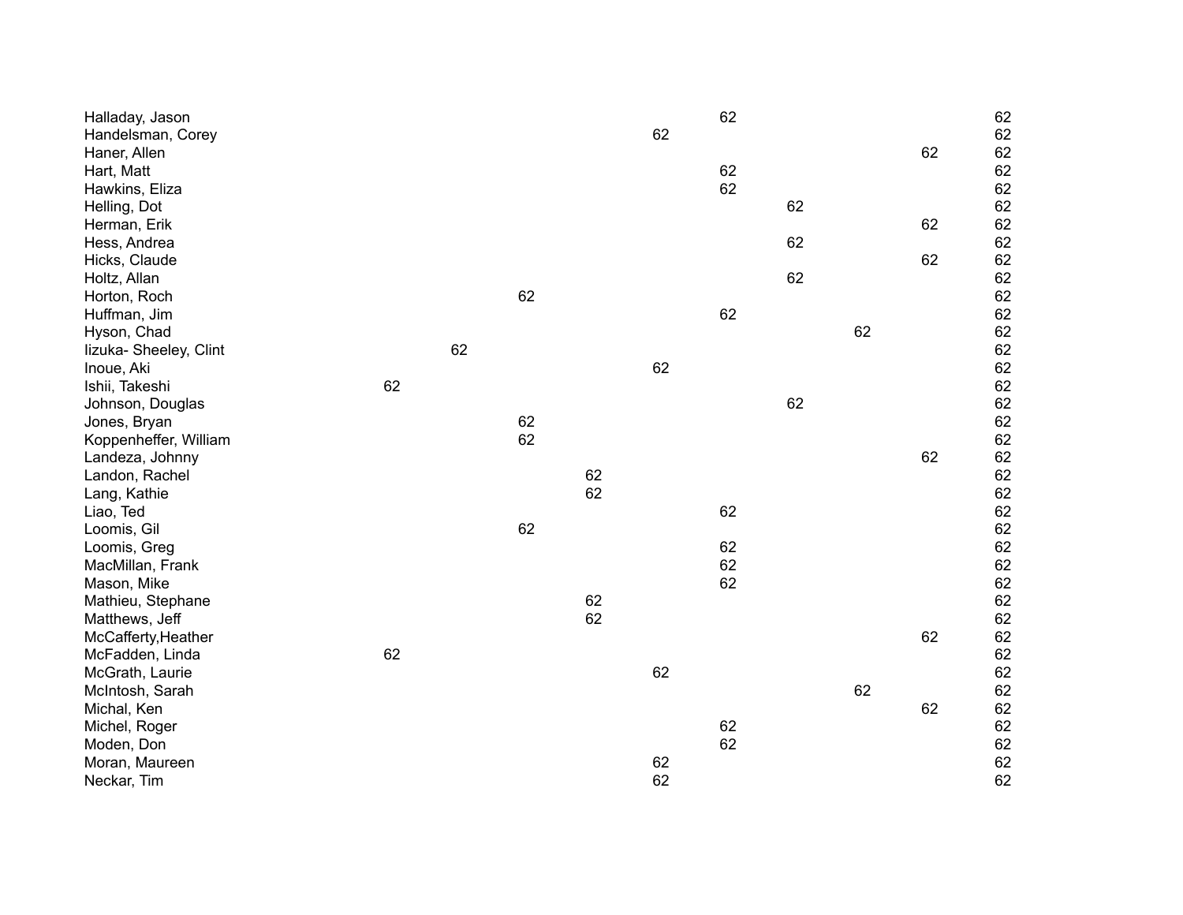| | | | | | | | | | | |
|---|---|---|---|---|---|---|---|---|---|---|
| Halladay, Jason | | | | | | 62 | | | | 62 |
| Handelsman, Corey | | | | | 62 | | | | | 62 |
| Haner, Allen | | | | | | | | | 62 | 62 |
| Hart, Matt | | | | | | 62 | | | | 62 |
| Hawkins, Eliza | | | | | | 62 | | | | 62 |
| Helling, Dot | | | | | | | 62 | | | 62 |
| Herman, Erik | | | | | | | | | 62 | 62 |
| Hess, Andrea | | | | | | | 62 | | | 62 |
| Hicks, Claude | | | | | | | | | 62 | 62 |
| Holtz, Allan | | | | | | | 62 | | | 62 |
| Horton, Roch | | | 62 | | | | | | | 62 |
| Huffman, Jim | | | | | | 62 | | | | 62 |
| Hyson, Chad | | | | | | | | 62 | | 62 |
| Iizuka- Sheeley, Clint | | 62 | | | | | | | | 62 |
| Inoue, Aki | | | | | 62 | | | | | 62 |
| Ishii, Takeshi | 62 | | | | | | | | | 62 |
| Johnson, Douglas | | | | | | | 62 | | | 62 |
| Jones, Bryan | | | 62 | | | | | | | 62 |
| Koppenheffer, William | | | 62 | | | | | | | 62 |
| Landeza, Johnny | | | | | | | | | 62 | 62 |
| Landon, Rachel | | | | 62 | | | | | | 62 |
| Lang, Kathie | | | | 62 | | | | | | 62 |
| Liao, Ted | | | | | | 62 | | | | 62 |
| Loomis, Gil | | | 62 | | | | | | | 62 |
| Loomis, Greg | | | | | | 62 | | | | 62 |
| MacMillan, Frank | | | | | | 62 | | | | 62 |
| Mason, Mike | | | | | | 62 | | | | 62 |
| Mathieu, Stephane | | | | 62 | | | | | | 62 |
| Matthews, Jeff | | | | 62 | | | | | | 62 |
| McCafferty,Heather | | | | | | | | | 62 | 62 |
| McFadden, Linda | 62 | | | | | | | | | 62 |
| McGrath, Laurie | | | | | 62 | | | | | 62 |
| McIntosh, Sarah | | | | | | | | 62 | | 62 |
| Michal, Ken | | | | | | | | | 62 | 62 |
| Michel, Roger | | | | | | 62 | | | | 62 |
| Moden, Don | | | | | | 62 | | | | 62 |
| Moran, Maureen | | | | | 62 | | | | | 62 |
| Neckar, Tim | | | | | 62 | | | | | 62 |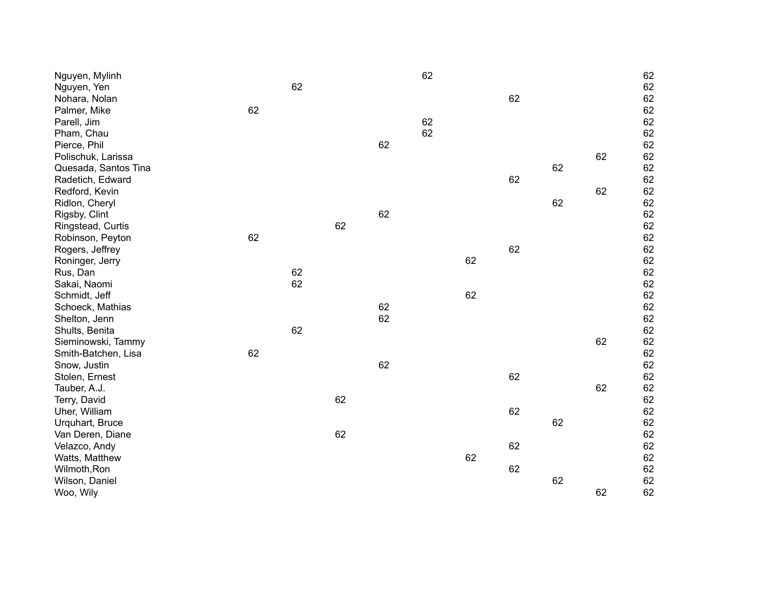| | | | | | | | | | | |
|---|---|---|---|---|---|---|---|---|---|---|
| Nguyen, Mylinh | | | | | 62 | | | | | 62 |
| Nguyen, Yen | | 62 | | | | | | | | 62 |
| Nohara, Nolan | | | | | | | 62 | | | 62 |
| Palmer, Mike | 62 | | | | | | | | | 62 |
| Parell, Jim | | | | | 62 | | | | | 62 |
| Pham, Chau | | | | | 62 | | | | | 62 |
| Pierce, Phil | | | | 62 | | | | | | 62 |
| Polischuk, Larissa | | | | | | | | | 62 | 62 |
| Quesada, Santos Tina | | | | | | | | 62 | | 62 |
| Radetich, Edward | | | | | | | 62 | | | 62 |
| Redford, Kevin | | | | | | | | | 62 | 62 |
| Ridlon, Cheryl | | | | | | | | 62 | | 62 |
| Rigsby, Clint | | | | 62 | | | | | | 62 |
| Ringstead, Curtis | | | 62 | | | | | | | 62 |
| Robinson, Peyton | 62 | | | | | | | | | 62 |
| Rogers, Jeffrey | | | | | | | 62 | | | 62 |
| Roninger, Jerry | | | | | | 62 | | | | 62 |
| Rus, Dan | | 62 | | | | | | | | 62 |
| Sakai, Naomi | | 62 | | | | | | | | 62 |
| Schmidt, Jeff | | | | | | 62 | | | | 62 |
| Schoeck, Mathias | | | | 62 | | | | | | 62 |
| Shelton, Jenn | | | | 62 | | | | | | 62 |
| Shults, Benita | | 62 | | | | | | | | 62 |
| Sieminowski, Tammy | | | | | | | | | 62 | 62 |
| Smith-Batchen, Lisa | 62 | | | | | | | | | 62 |
| Snow, Justin | | | | 62 | | | | | | 62 |
| Stolen, Ernest | | | | | | | 62 | | | 62 |
| Tauber, A.J. | | | | | | | | | 62 | 62 |
| Terry, David | | | 62 | | | | | | | 62 |
| Uher, William | | | | | | | 62 | | | 62 |
| Urquhart, Bruce | | | | | | | | 62 | | 62 |
| Van Deren, Diane | | | 62 | | | | | | | 62 |
| Velazco, Andy | | | | | | | 62 | | | 62 |
| Watts, Matthew | | | | | | 62 | | | | 62 |
| Wilmoth,Ron | | | | | | | 62 | | | 62 |
| Wilson, Daniel | | | | | | | | 62 | | 62 |
| Woo, Wily | | | | | | | | | 62 | 62 |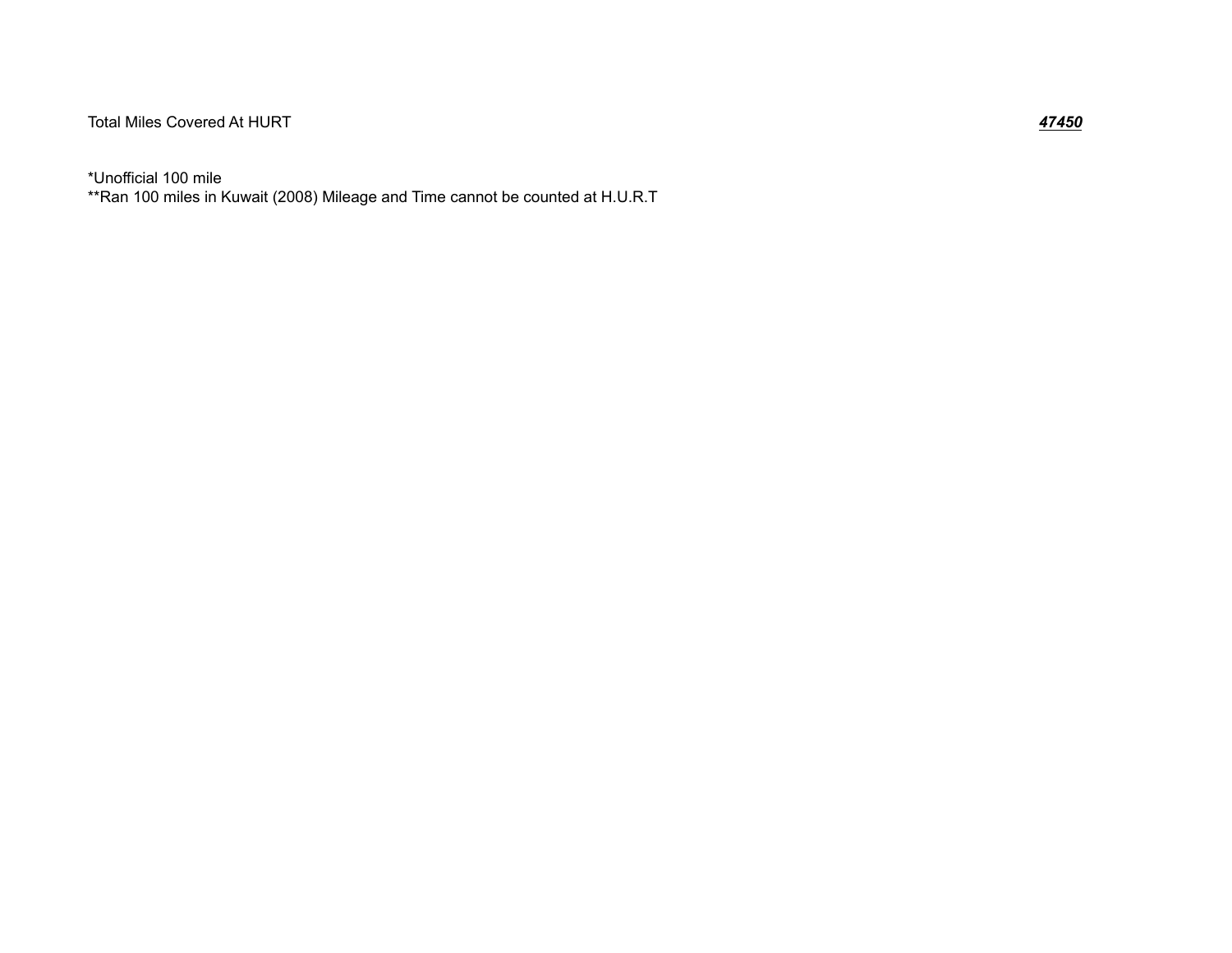| | |
|---|---|
| Total Miles Covered At HURT | ***47450*** |

*Unofficial 100 mile
**Ran 100 miles in Kuwait (2008) Mileage and Time cannot be counted at H.U.R.T